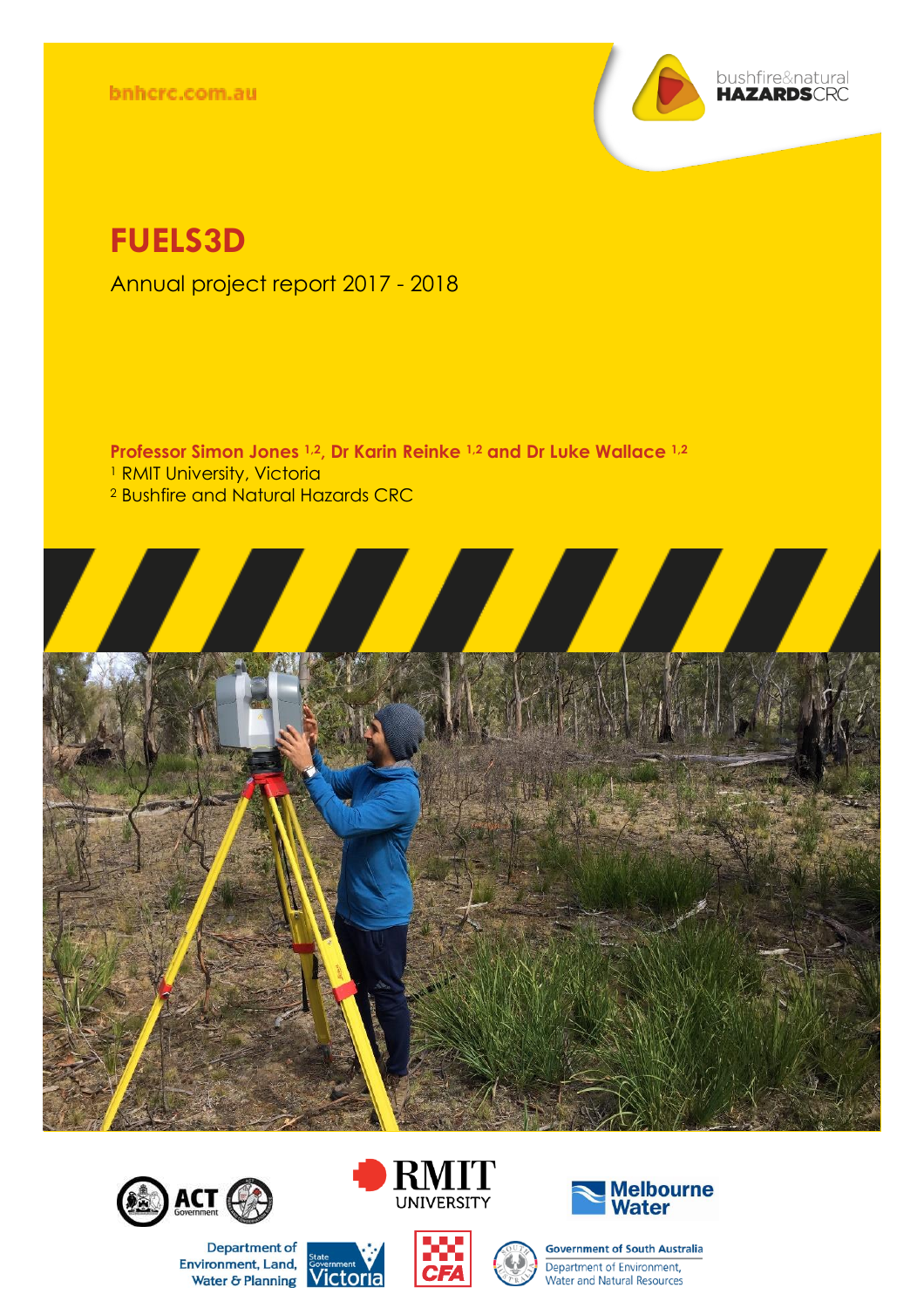bnhcrc.com.au

# FUELS3D

Annual project report 2017 - 2018

**Professor Simon Jones [1,2], Dr Karin Reinke [1,2] and Dr Luke Wallace [1,2]**

[1] RMIT University, Victoria

[2] Bushfire and Natural Hazards CRC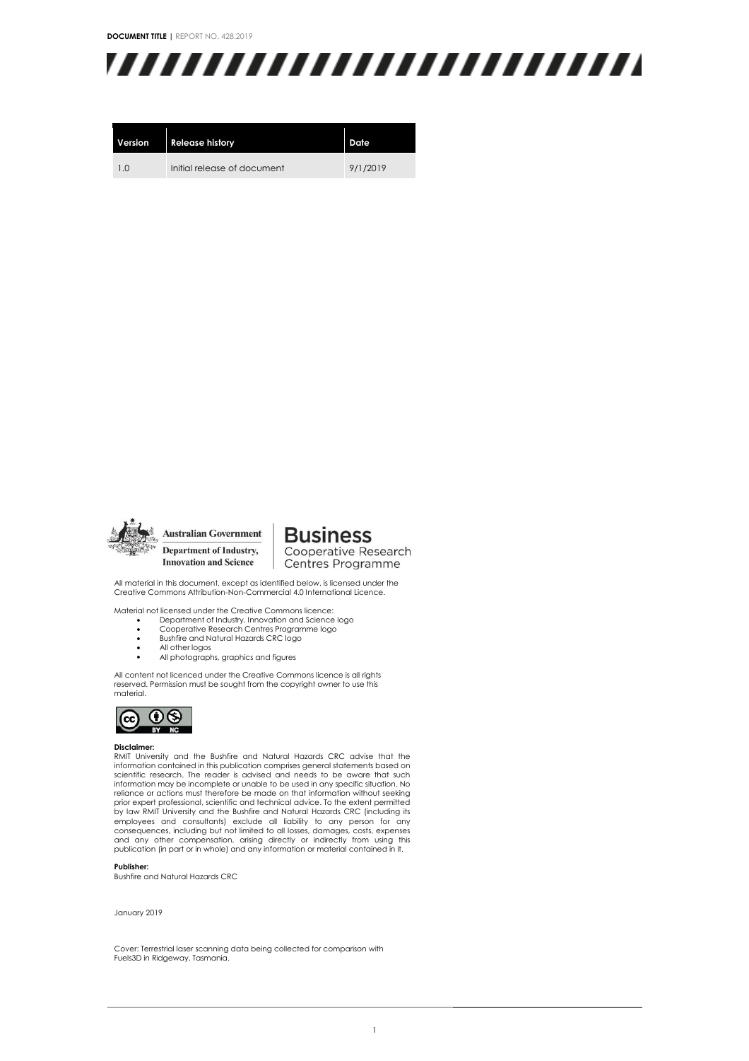| Version | Release history | Date |
| --- | --- | --- |
| 1.0 | Initial release of document | 9/1/2019 |

Australian Government
Department of Industry, Innovation and Science

Business Cooperative Research Centres Programme

All material in this document, except as identified below, is licensed under the Creative Commons Attribution-Non-Commercial 4.0 International Licence.

Material not licensed under the Creative Commons licence:

- Department of Industry, Innovation and Science logo
- Cooperative Research Centres Programme logo
- Bushfire and Natural Hazards CRC logo
- All other logos
- All photographs, graphics and figures

All content not licenced under the Creative Commons licence is all rights reserved. Permission must be sought from the copyright owner to use this material.

**Disclaimer:**
RMIT University and the Bushfire and Natural Hazards CRC advise that the information contained in this publication comprises general statements based on scientific research. The reader is advised and needs to be aware that such information may be incomplete or unable to be used in any specific situation. No reliance or actions must therefore be made on that information without seeking prior expert professional, scientific and technical advice. To the extent permitted by law RMIT University and the Bushfire and Natural Hazards CRC (including its employees and consultants) exclude all liability to any person for any consequences, including but not limited to all losses, damages, costs, expenses and any other compensation, arising directly or indirectly from using this publication (in part or in whole) and any information or material contained in it.

**Publisher:**
Bushfire and Natural Hazards CRC

January 2019

Cover: Terrestrial laser scanning data being collected for comparison with Fuels3D in Ridgeway, Tasmania.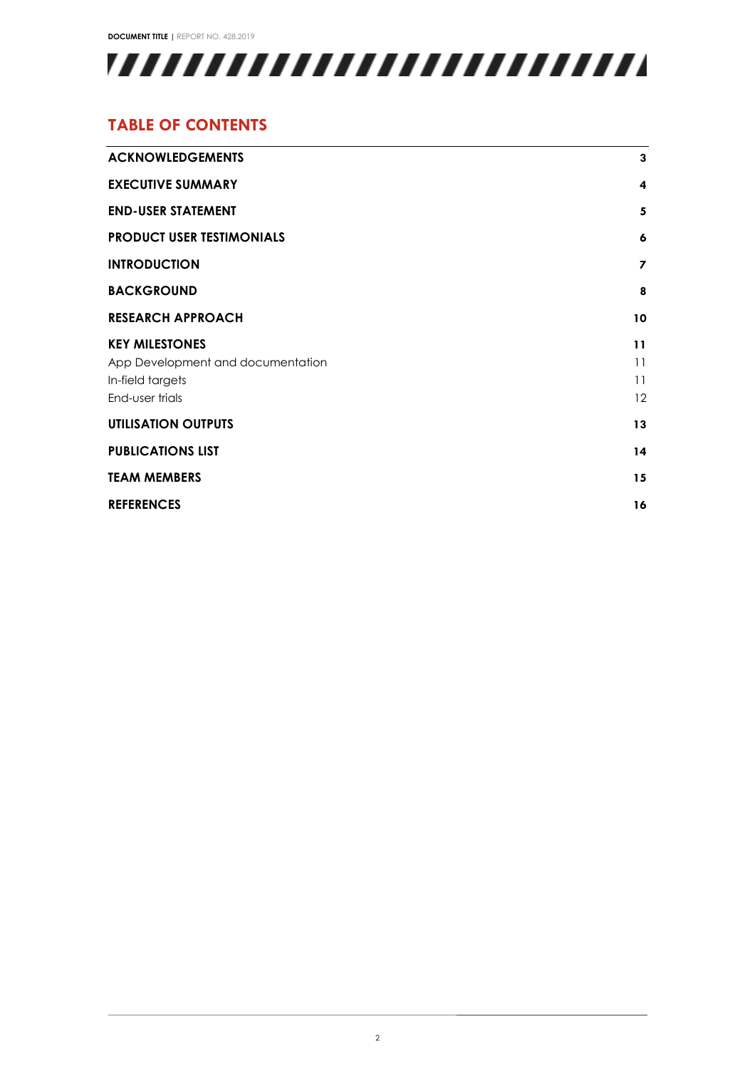# TABLE OF CONTENTS

| | |
|---|---|
| **ACKNOWLEDGEMENTS** | **3** |
| **EXECUTIVE SUMMARY** | **4** |
| **END-USER STATEMENT** | **5** |
| **PRODUCT USER TESTIMONIALS** | **6** |
| **INTRODUCTION** | **7** |
| **BACKGROUND** | **8** |
| **RESEARCH APPROACH** | **10** |
| **KEY MILESTONES** | **11** |
| App Development and documentation | 11 |
| In-field targets | 11 |
| End-user trials | 12 |
| **UTILISATION OUTPUTS** | **13** |
| **PUBLICATIONS LIST** | **14** |
| **TEAM MEMBERS** | **15** |
| **REFERENCES** | **16** |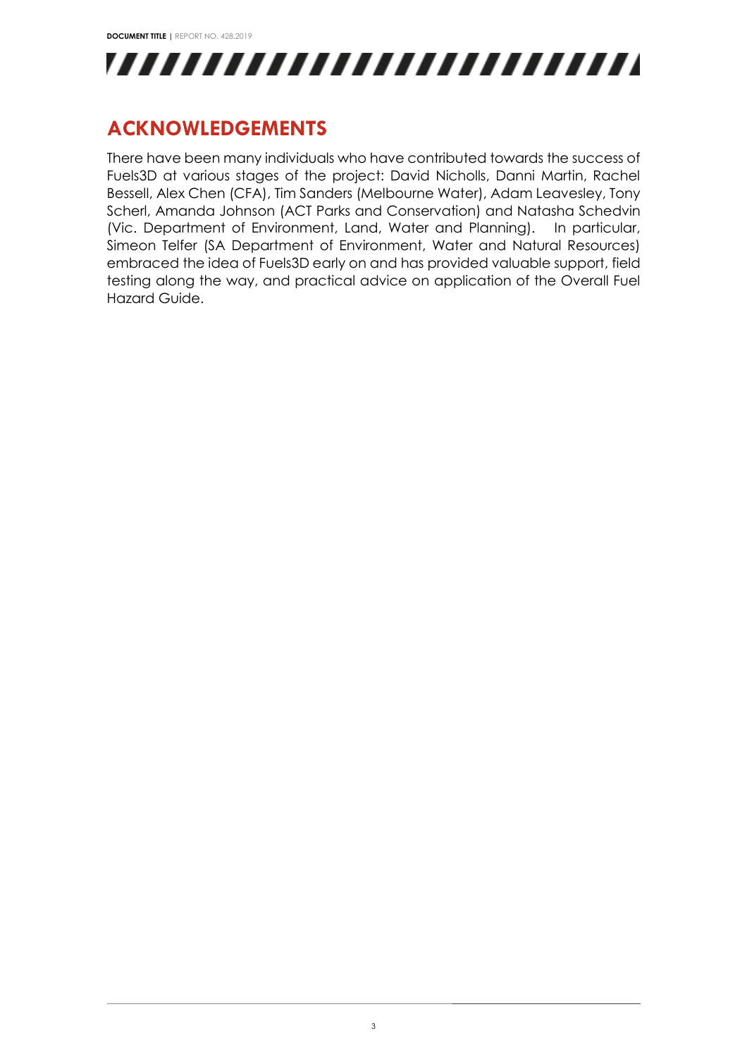## ACKNOWLEDGEMENTS

There have been many individuals who have contributed towards the success of Fuels3D at various stages of the project: David Nicholls, Danni Martin, Rachel Bessell, Alex Chen (CFA), Tim Sanders (Melbourne Water), Adam Leavesley, Tony Scherl, Amanda Johnson (ACT Parks and Conservation) and Natasha Schedvin (Vic. Department of Environment, Land, Water and Planning). In particular, Simeon Telfer (SA Department of Environment, Water and Natural Resources) embraced the idea of Fuels3D early on and has provided valuable support, field testing along the way, and practical advice on application of the Overall Fuel Hazard Guide.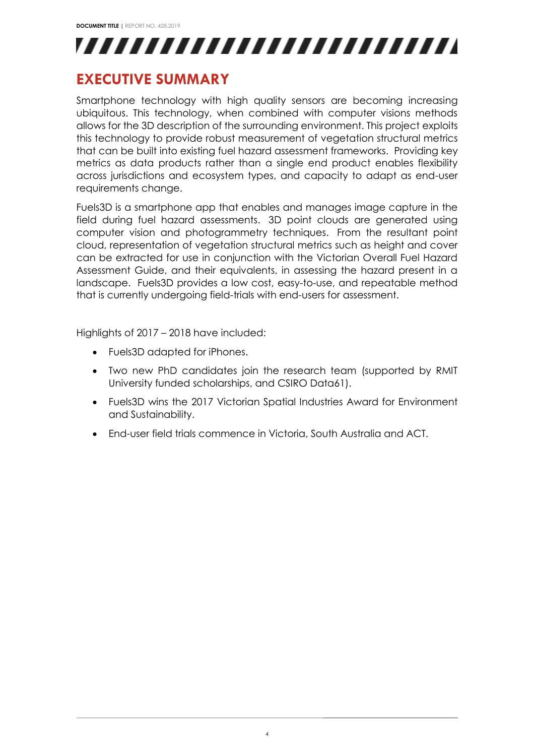# EXECUTIVE SUMMARY

Smartphone technology with high quality sensors are becoming increasing ubiquitous. This technology, when combined with computer visions methods allows for the 3D description of the surrounding environment. This project exploits this technology to provide robust measurement of vegetation structural metrics that can be built into existing fuel hazard assessment frameworks. Providing key metrics as data products rather than a single end product enables flexibility across jurisdictions and ecosystem types, and capacity to adapt as end-user requirements change.

Fuels3D is a smartphone app that enables and manages image capture in the field during fuel hazard assessments. 3D point clouds are generated using computer vision and photogrammetry techniques. From the resultant point cloud, representation of vegetation structural metrics such as height and cover can be extracted for use in conjunction with the Victorian Overall Fuel Hazard Assessment Guide, and their equivalents, in assessing the hazard present in a landscape. Fuels3D provides a low cost, easy-to-use, and repeatable method that is currently undergoing field-trials with end-users for assessment.

Highlights of 2017 – 2018 have included:

- Fuels3D adapted for iPhones.
- Two new PhD candidates join the research team (supported by RMIT University funded scholarships, and CSIRO Data61).
- Fuels3D wins the 2017 Victorian Spatial Industries Award for Environment and Sustainability.
- End-user field trials commence in Victoria, South Australia and ACT.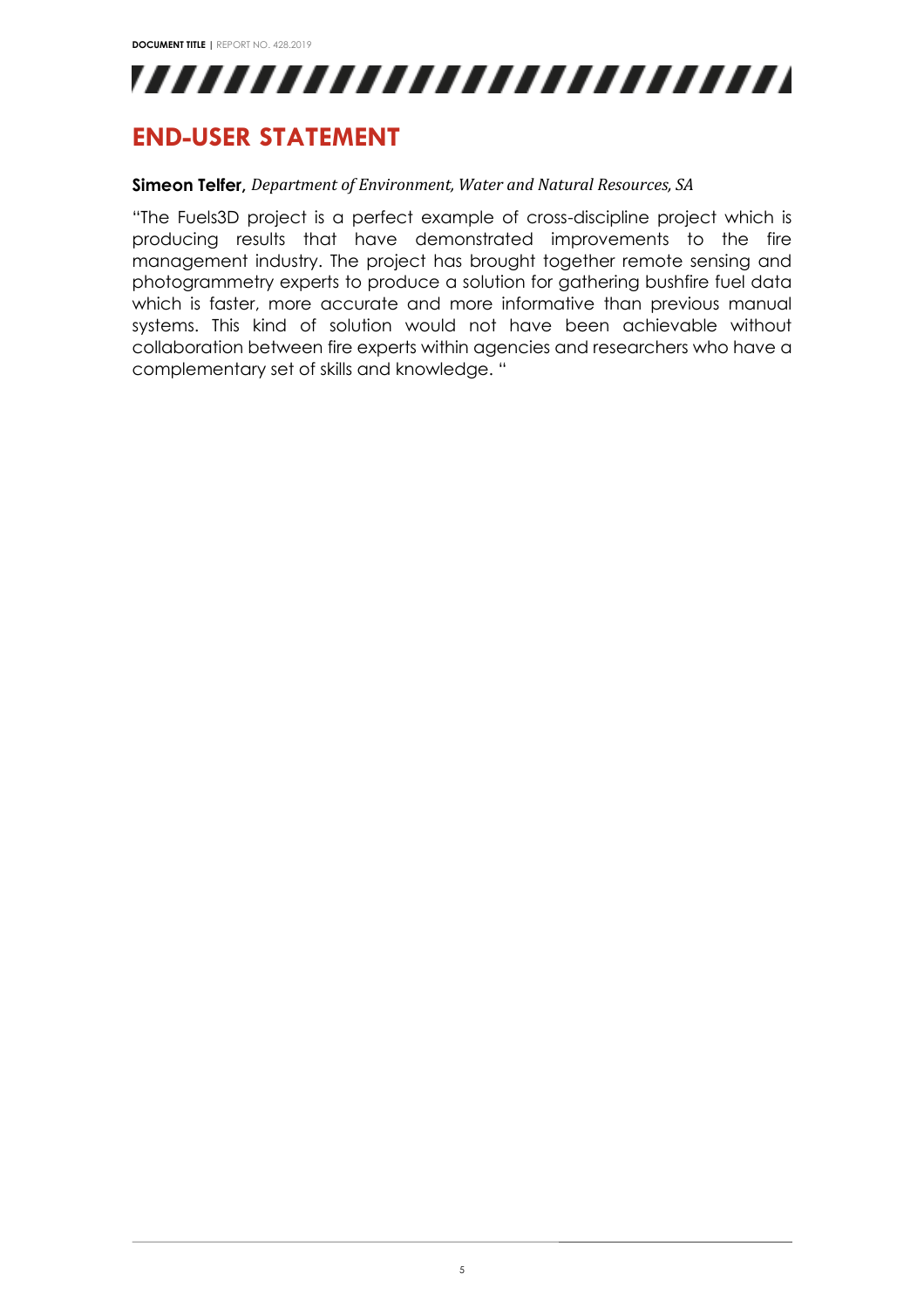## END-USER STATEMENT

**Simeon Telfer,** *Department of Environment, Water and Natural Resources, SA*

"The Fuels3D project is a perfect example of cross-discipline project which is producing results that have demonstrated improvements to the fire management industry. The project has brought together remote sensing and photogrammetry experts to produce a solution for gathering bushfire fuel data which is faster, more accurate and more informative than previous manual systems. This kind of solution would not have been achievable without collaboration between fire experts within agencies and researchers who have a complementary set of skills and knowledge. "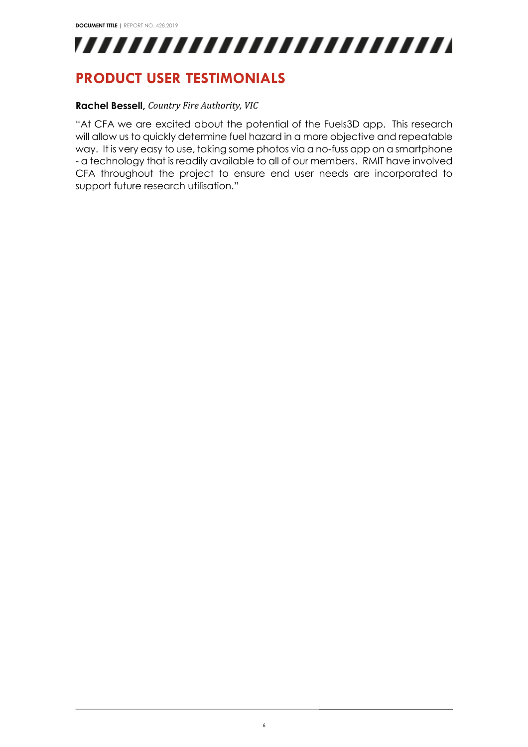## PRODUCT USER TESTIMONIALS

**Rachel Bessell,** *Country Fire Authority, VIC*

"At CFA we are excited about the potential of the Fuels3D app. This research will allow us to quickly determine fuel hazard in a more objective and repeatable way. It is very easy to use, taking some photos via a no-fuss app on a smartphone - a technology that is readily available to all of our members. RMIT have involved CFA throughout the project to ensure end user needs are incorporated to support future research utilisation."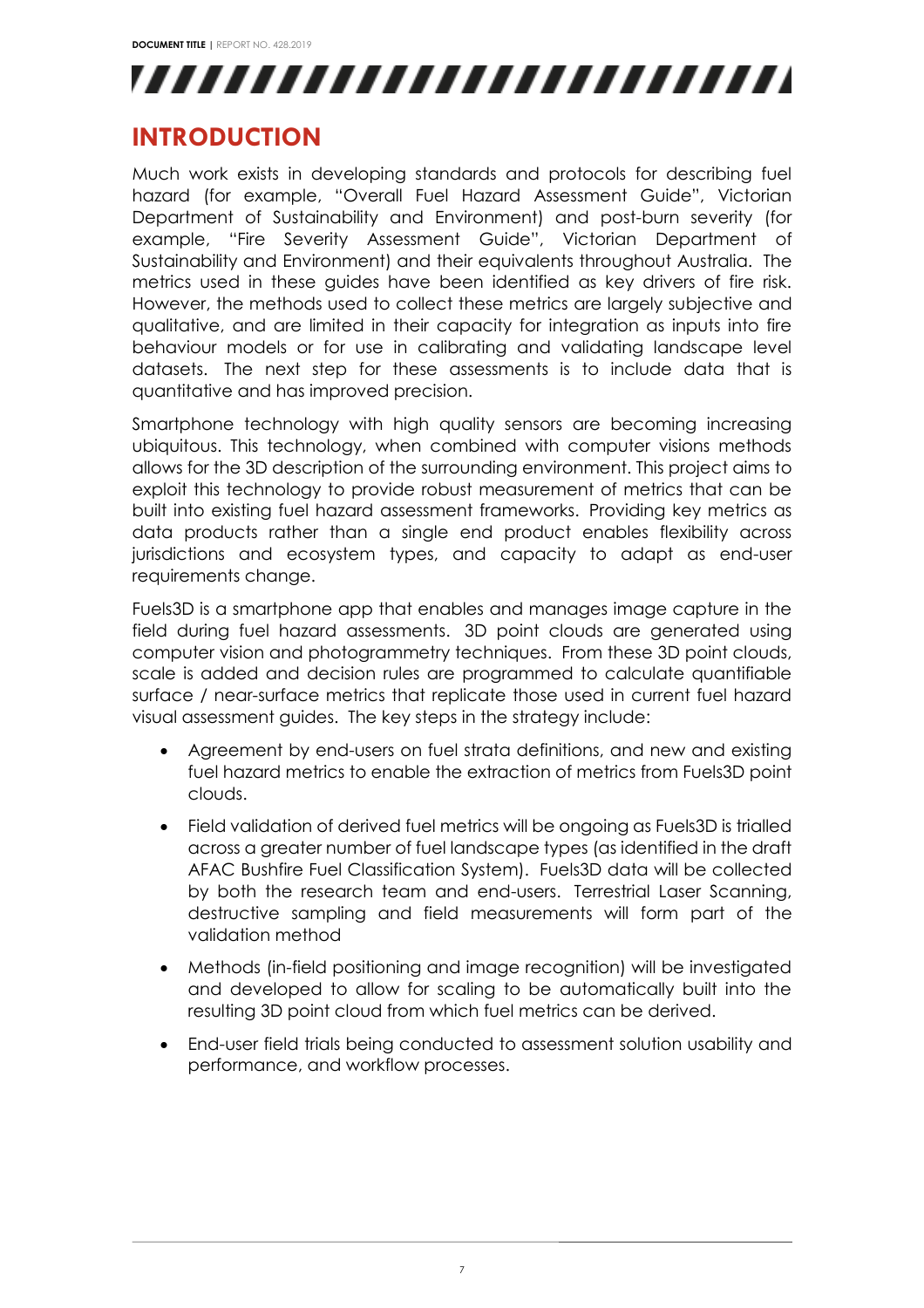# INTRODUCTION

Much work exists in developing standards and protocols for describing fuel hazard (for example, "Overall Fuel Hazard Assessment Guide", Victorian Department of Sustainability and Environment) and post-burn severity (for example, "Fire Severity Assessment Guide", Victorian Department of Sustainability and Environment) and their equivalents throughout Australia. The metrics used in these guides have been identified as key drivers of fire risk. However, the methods used to collect these metrics are largely subjective and qualitative, and are limited in their capacity for integration as inputs into fire behaviour models or for use in calibrating and validating landscape level datasets. The next step for these assessments is to include data that is quantitative and has improved precision.

Smartphone technology with high quality sensors are becoming increasing ubiquitous. This technology, when combined with computer visions methods allows for the 3D description of the surrounding environment. This project aims to exploit this technology to provide robust measurement of metrics that can be built into existing fuel hazard assessment frameworks. Providing key metrics as data products rather than a single end product enables flexibility across jurisdictions and ecosystem types, and capacity to adapt as end-user requirements change.

Fuels3D is a smartphone app that enables and manages image capture in the field during fuel hazard assessments. 3D point clouds are generated using computer vision and photogrammetry techniques. From these 3D point clouds, scale is added and decision rules are programmed to calculate quantifiable surface / near-surface metrics that replicate those used in current fuel hazard visual assessment guides. The key steps in the strategy include:

- Agreement by end-users on fuel strata definitions, and new and existing fuel hazard metrics to enable the extraction of metrics from Fuels3D point clouds.
- Field validation of derived fuel metrics will be ongoing as Fuels3D is trialled across a greater number of fuel landscape types (as identified in the draft AFAC Bushfire Fuel Classification System). Fuels3D data will be collected by both the research team and end-users. Terrestrial Laser Scanning, destructive sampling and field measurements will form part of the validation method
- Methods (in-field positioning and image recognition) will be investigated and developed to allow for scaling to be automatically built into the resulting 3D point cloud from which fuel metrics can be derived.
- End-user field trials being conducted to assessment solution usability and performance, and workflow processes.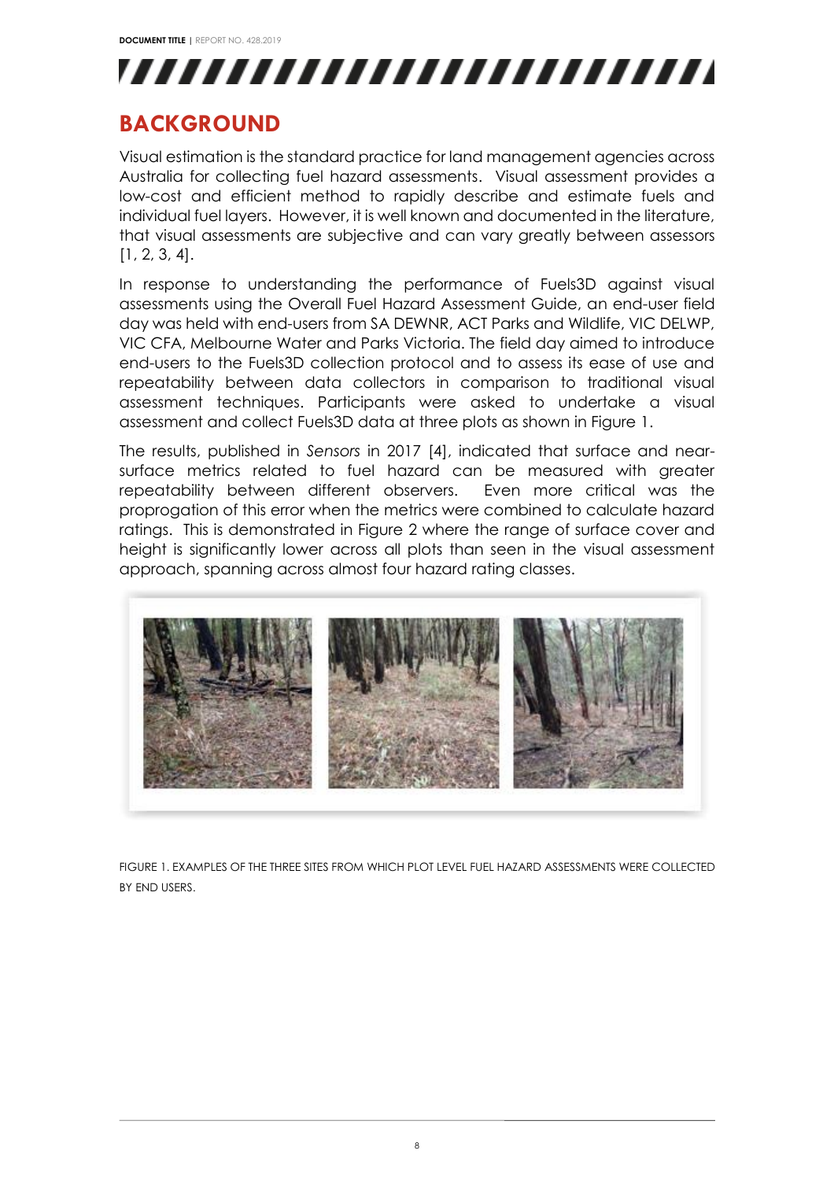## BACKGROUND

Visual estimation is the standard practice for land management agencies across Australia for collecting fuel hazard assessments. Visual assessment provides a low-cost and efficient method to rapidly describe and estimate fuels and individual fuel layers. However, it is well known and documented in the literature, that visual assessments are subjective and can vary greatly between assessors [1, 2, 3, 4].

In response to understanding the performance of Fuels3D against visual assessments using the Overall Fuel Hazard Assessment Guide, an end-user field day was held with end-users from SA DEWNR, ACT Parks and Wildlife, VIC DELWP, VIC CFA, Melbourne Water and Parks Victoria. The field day aimed to introduce end-users to the Fuels3D collection protocol and to assess its ease of use and repeatability between data collectors in comparison to traditional visual assessment techniques. Participants were asked to undertake a visual assessment and collect Fuels3D data at three plots as shown in Figure 1.

The results, published in *Sensors* in 2017 [4], indicated that surface and near-surface metrics related to fuel hazard can be measured with greater repeatability between different observers. Even more critical was the proprogation of this error when the metrics were combined to calculate hazard ratings. This is demonstrated in Figure 2 where the range of surface cover and height is significantly lower across all plots than seen in the visual assessment approach, spanning across almost four hazard rating classes.

FIGURE 1. EXAMPLES OF THE THREE SITES FROM WHICH PLOT LEVEL FUEL HAZARD ASSESSMENTS WERE COLLECTED BY END USERS.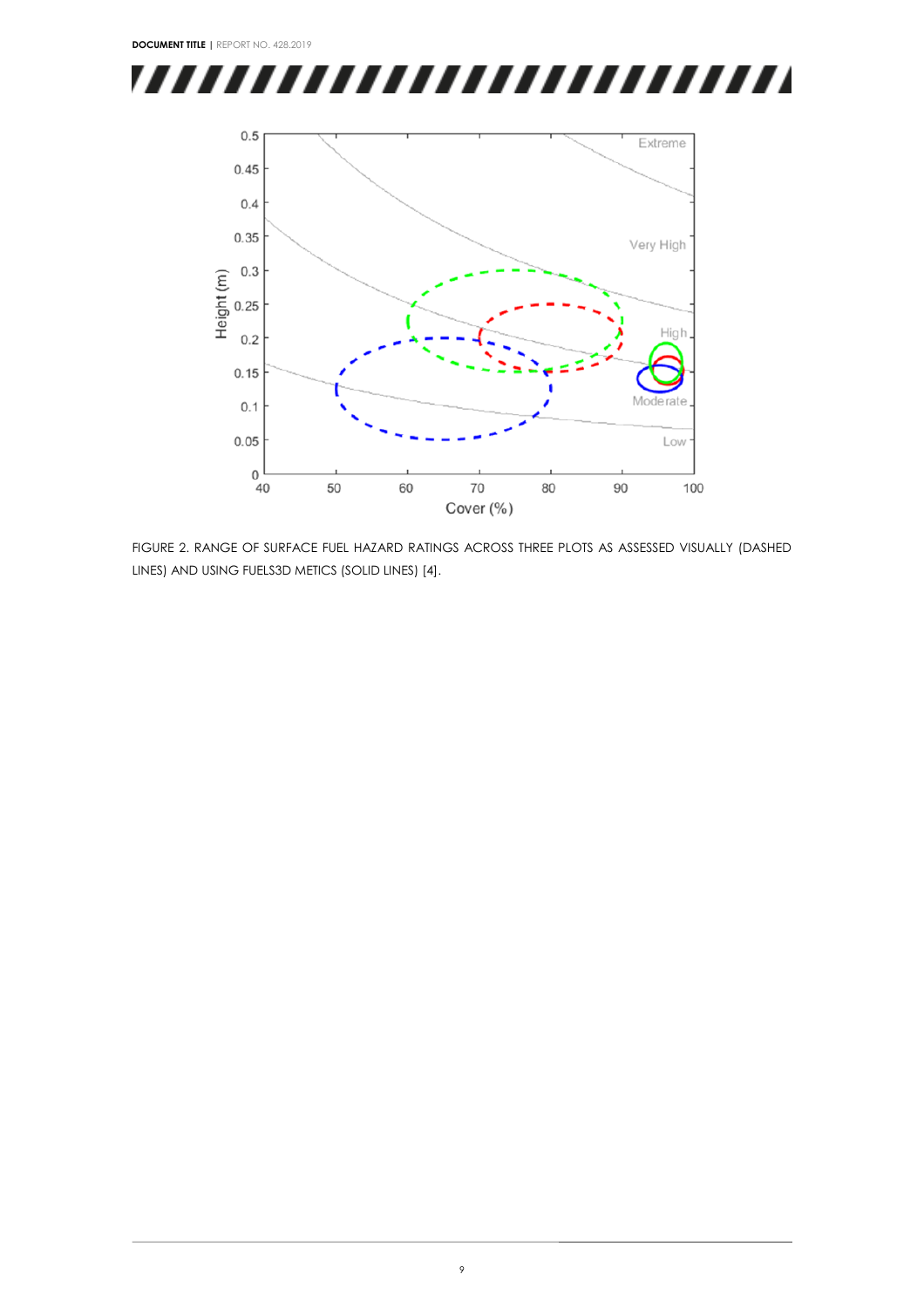FIGURE 2. RANGE OF SURFACE FUEL HAZARD RATINGS ACROSS THREE PLOTS AS ASSESSED VISUALLY (DASHED LINES) AND USING FUELS3D METICS (SOLID LINES) [4].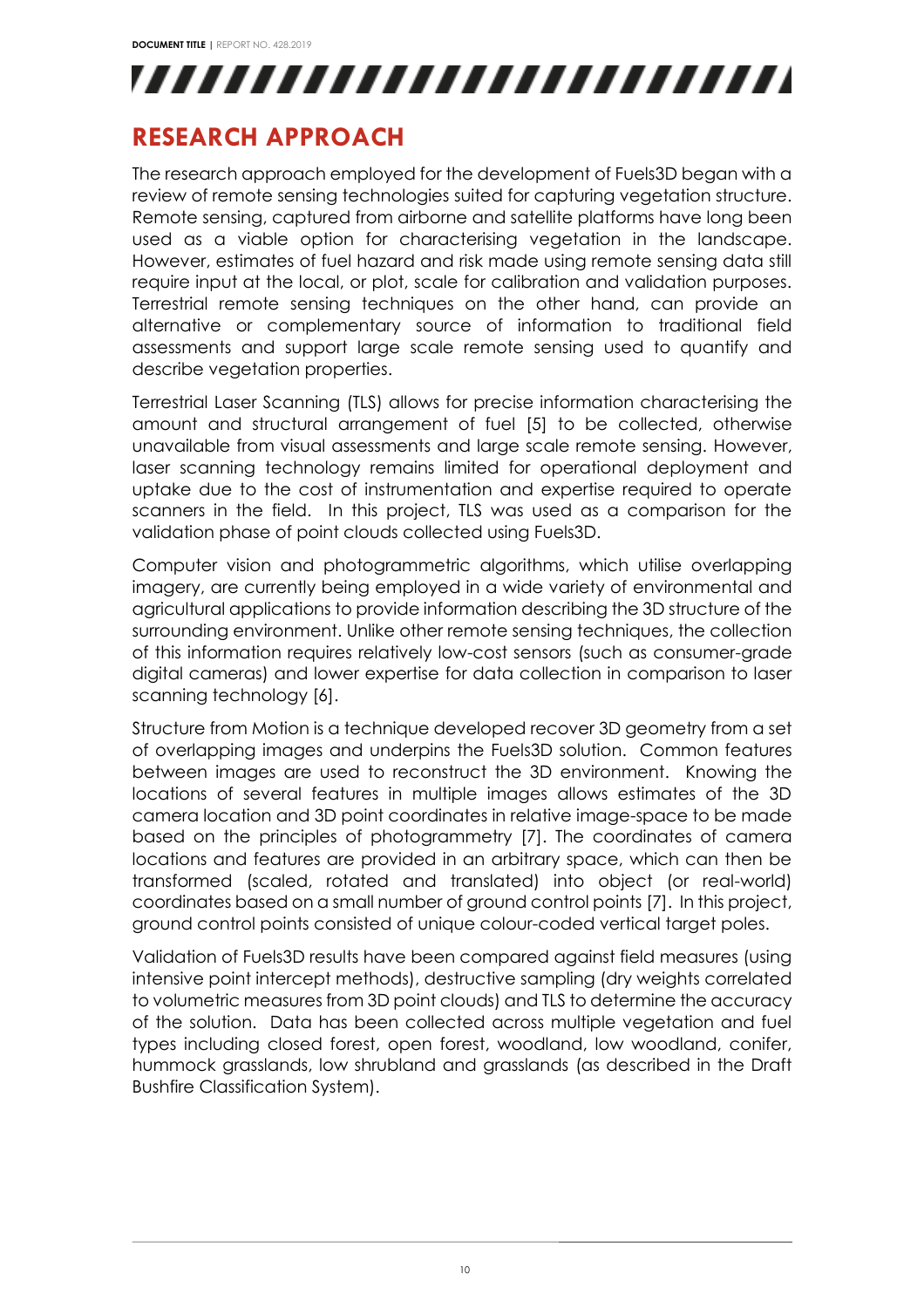## RESEARCH APPROACH

The research approach employed for the development of Fuels3D began with a review of remote sensing technologies suited for capturing vegetation structure. Remote sensing, captured from airborne and satellite platforms have long been used as a viable option for characterising vegetation in the landscape. However, estimates of fuel hazard and risk made using remote sensing data still require input at the local, or plot, scale for calibration and validation purposes. Terrestrial remote sensing techniques on the other hand, can provide an alternative or complementary source of information to traditional field assessments and support large scale remote sensing used to quantify and describe vegetation properties.

Terrestrial Laser Scanning (TLS) allows for precise information characterising the amount and structural arrangement of fuel [5] to be collected, otherwise unavailable from visual assessments and large scale remote sensing. However, laser scanning technology remains limited for operational deployment and uptake due to the cost of instrumentation and expertise required to operate scanners in the field. In this project, TLS was used as a comparison for the validation phase of point clouds collected using Fuels3D.

Computer vision and photogrammetric algorithms, which utilise overlapping imagery, are currently being employed in a wide variety of environmental and agricultural applications to provide information describing the 3D structure of the surrounding environment. Unlike other remote sensing techniques, the collection of this information requires relatively low-cost sensors (such as consumer-grade digital cameras) and lower expertise for data collection in comparison to laser scanning technology [6].

Structure from Motion is a technique developed recover 3D geometry from a set of overlapping images and underpins the Fuels3D solution. Common features between images are used to reconstruct the 3D environment. Knowing the locations of several features in multiple images allows estimates of the 3D camera location and 3D point coordinates in relative image-space to be made based on the principles of photogrammetry [7]. The coordinates of camera locations and features are provided in an arbitrary space, which can then be transformed (scaled, rotated and translated) into object (or real-world) coordinates based on a small number of ground control points [7]. In this project, ground control points consisted of unique colour-coded vertical target poles.

Validation of Fuels3D results have been compared against field measures (using intensive point intercept methods), destructive sampling (dry weights correlated to volumetric measures from 3D point clouds) and TLS to determine the accuracy of the solution. Data has been collected across multiple vegetation and fuel types including closed forest, open forest, woodland, low woodland, conifer, hummock grasslands, low shrubland and grasslands (as described in the Draft Bushfire Classification System).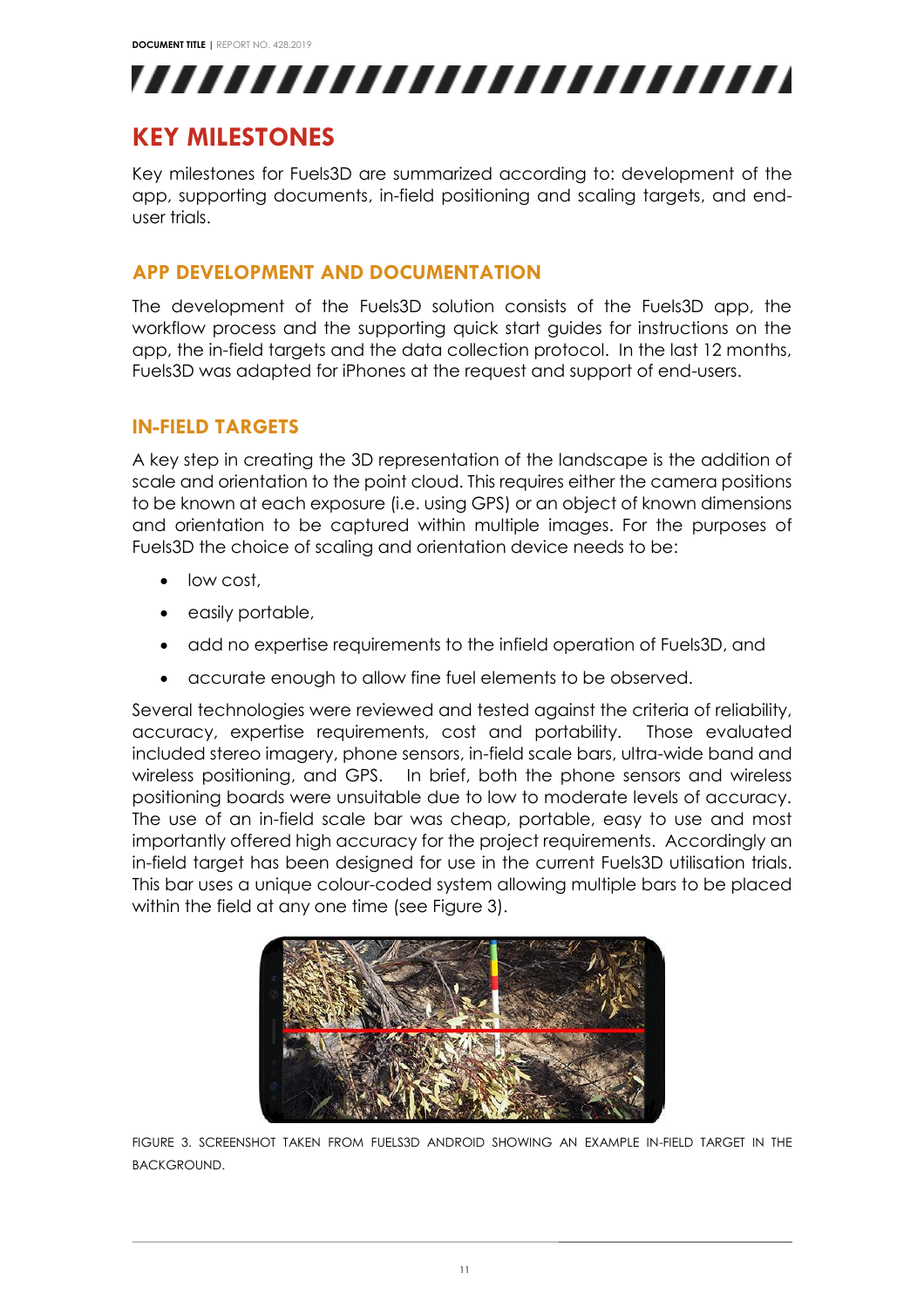# KEY MILESTONES

Key milestones for Fuels3D are summarized according to: development of the app, supporting documents, in-field positioning and scaling targets, and end-user trials.

## APP DEVELOPMENT AND DOCUMENTATION

The development of the Fuels3D solution consists of the Fuels3D app, the workflow process and the supporting quick start guides for instructions on the app, the in-field targets and the data collection protocol. In the last 12 months, Fuels3D was adapted for iPhones at the request and support of end-users.

## IN-FIELD TARGETS

A key step in creating the 3D representation of the landscape is the addition of scale and orientation to the point cloud. This requires either the camera positions to be known at each exposure (i.e. using GPS) or an object of known dimensions and orientation to be captured within multiple images. For the purposes of Fuels3D the choice of scaling and orientation device needs to be:

- low cost,
- easily portable,
- add no expertise requirements to the infield operation of Fuels3D, and
- accurate enough to allow fine fuel elements to be observed.

Several technologies were reviewed and tested against the criteria of reliability, accuracy, expertise requirements, cost and portability. Those evaluated included stereo imagery, phone sensors, in-field scale bars, ultra-wide band and wireless positioning, and GPS. In brief, both the phone sensors and wireless positioning boards were unsuitable due to low to moderate levels of accuracy. The use of an in-field scale bar was cheap, portable, easy to use and most importantly offered high accuracy for the project requirements. Accordingly an in-field target has been designed for use in the current Fuels3D utilisation trials. This bar uses a unique colour-coded system allowing multiple bars to be placed within the field at any one time (see Figure 3).

FIGURE 3. SCREENSHOT TAKEN FROM FUELS3D ANDROID SHOWING AN EXAMPLE IN-FIELD TARGET IN THE BACKGROUND.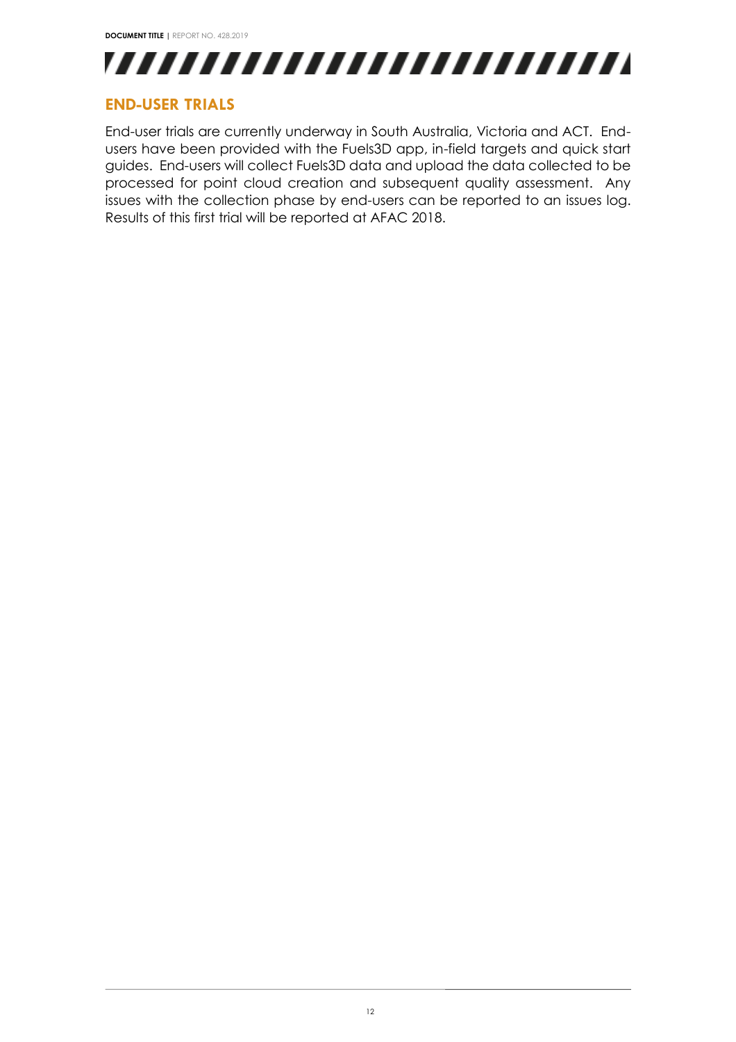## END-USER TRIALS

End-user trials are currently underway in South Australia, Victoria and ACT. End-users have been provided with the Fuels3D app, in-field targets and quick start guides. End-users will collect Fuels3D data and upload the data collected to be processed for point cloud creation and subsequent quality assessment. Any issues with the collection phase by end-users can be reported to an issues log. Results of this first trial will be reported at AFAC 2018.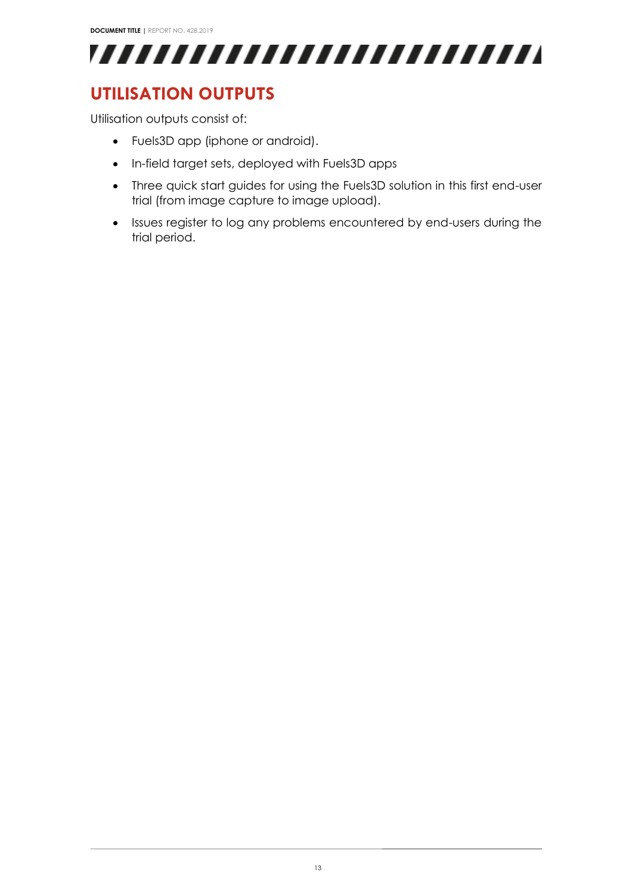## UTILISATION OUTPUTS

Utilisation outputs consist of:

- Fuels3D app (iphone or android).
- In-field target sets, deployed with Fuels3D apps
- Three quick start guides for using the Fuels3D solution in this first end-user trial (from image capture to image upload).
- Issues register to log any problems encountered by end-users during the trial period.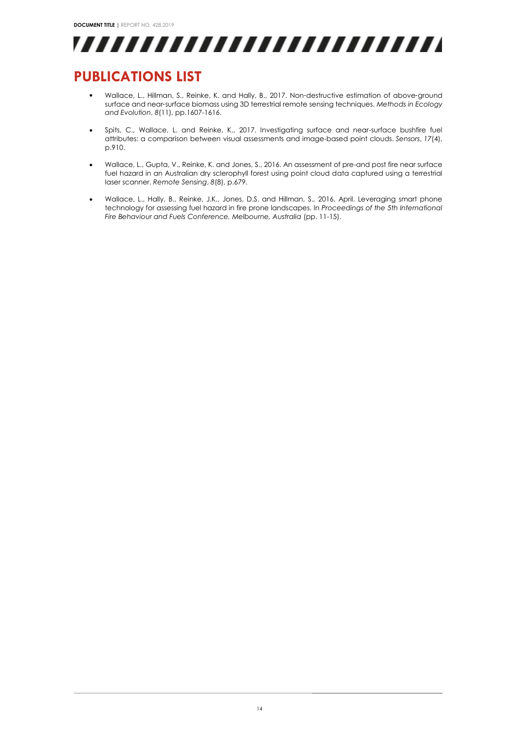# PUBLICATIONS LIST

- Wallace, L., Hillman, S., Reinke, K. and Hally, B., 2017. Non-destructive estimation of above-ground surface and near-surface biomass using 3D terrestrial remote sensing techniques. *Methods in Ecology and Evolution*, *8*(11), pp.1607-1616.
- Spits, C., Wallace, L. and Reinke, K., 2017. Investigating surface and near-surface bushfire fuel attributes: a comparison between visual assessments and image-based point clouds. *Sensors*, *17*(4), p.910.
- Wallace, L., Gupta, V., Reinke, K. and Jones, S., 2016. An assessment of pre-and post fire near surface fuel hazard in an Australian dry sclerophyll forest using point cloud data captured using a terrestrial laser scanner. *Remote Sensing*, *8*(8), p.679.
- Wallace, L., Hally, B., Reinke, J.K., Jones, D.S. and Hillman, S., 2016, April. Leveraging smart phone technology for assessing fuel hazard in fire prone landscapes. In *Proceedings of the 5th International Fire Behaviour and Fuels Conference, Melbourne, Australia* (pp. 11-15).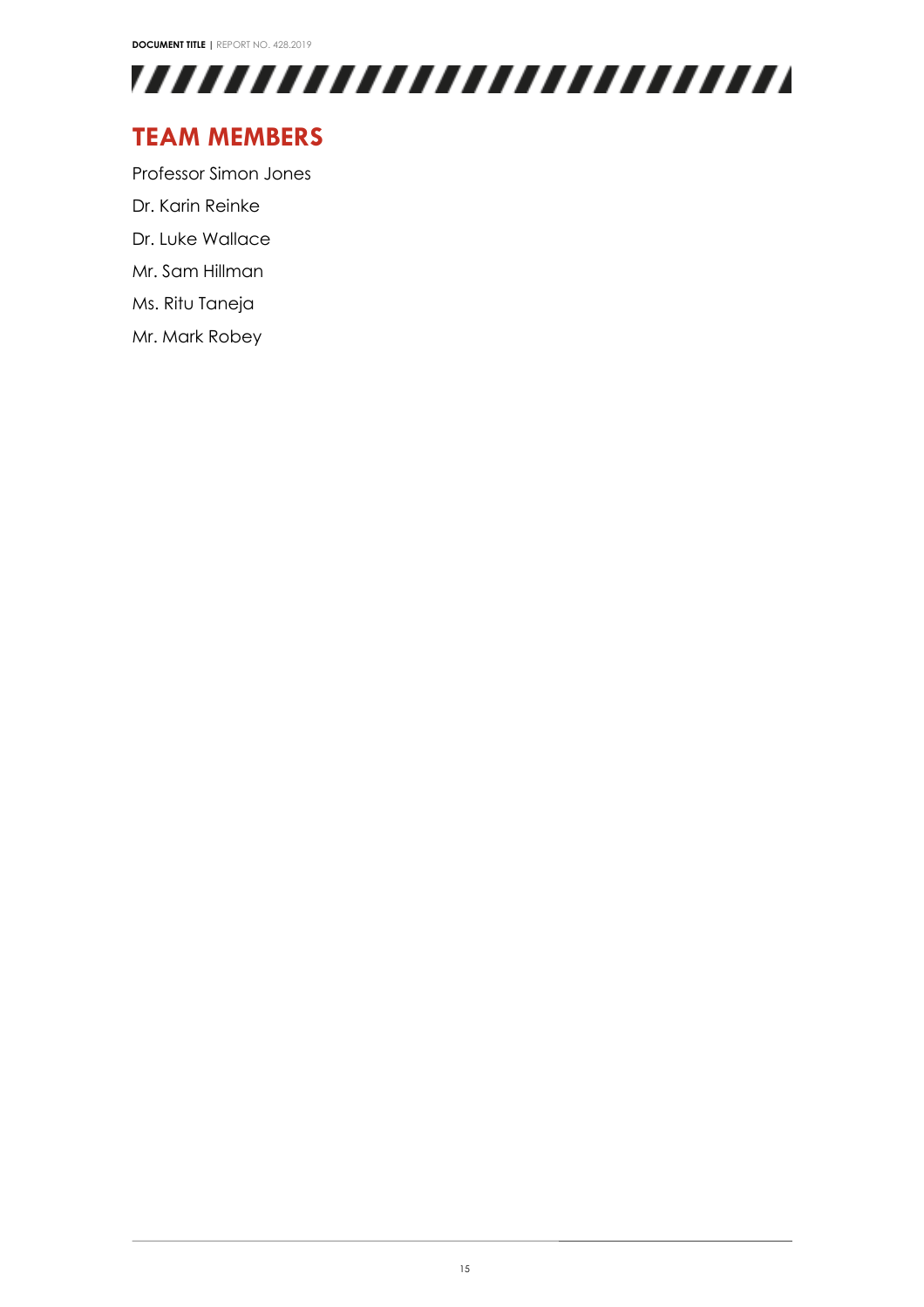## TEAM MEMBERS

Professor Simon Jones

Dr. Karin Reinke

Dr. Luke Wallace

Mr. Sam Hillman

Ms. Ritu Taneja

Mr. Mark Robey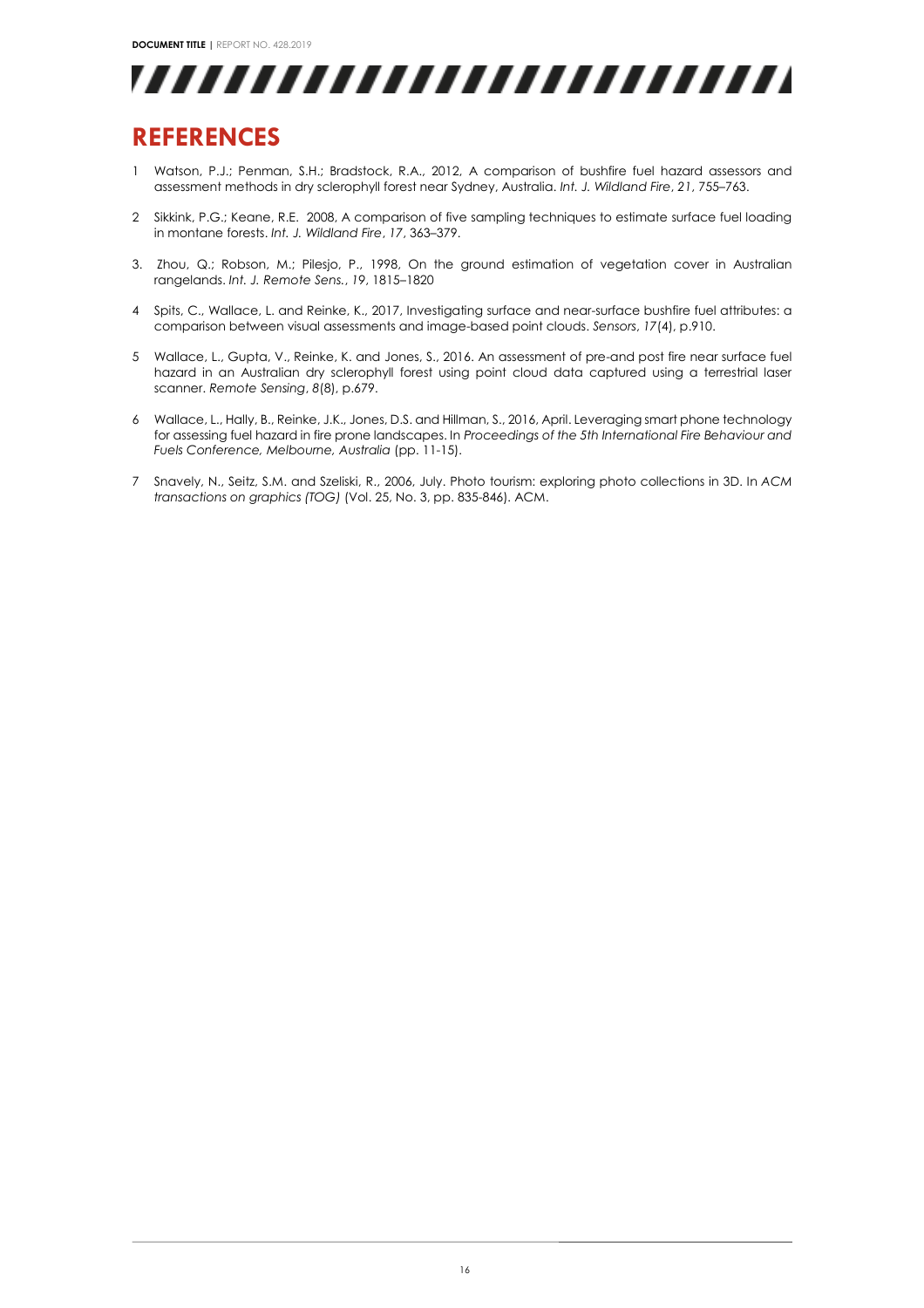# REFERENCES

1 Watson, P.J.; Penman, S.H.; Bradstock, R.A., 2012, A comparison of bushfire fuel hazard assessors and assessment methods in dry sclerophyll forest near Sydney, Australia. *Int. J. Wildland Fire*, *21*, 755–763.

2 Sikkink, P.G.; Keane, R.E. 2008, A comparison of five sampling techniques to estimate surface fuel loading in montane forests. *Int. J. Wildland Fire*, *17*, 363–379.

3. Zhou, Q.; Robson, M.; Pilesjo, P., 1998, On the ground estimation of vegetation cover in Australian rangelands. *Int. J. Remote Sens.*, *19*, 1815–1820

4 Spits, C., Wallace, L. and Reinke, K., 2017, Investigating surface and near-surface bushfire fuel attributes: a comparison between visual assessments and image-based point clouds. *Sensors*, *17*(4), p.910.

5 Wallace, L., Gupta, V., Reinke, K. and Jones, S., 2016. An assessment of pre-and post fire near surface fuel hazard in an Australian dry sclerophyll forest using point cloud data captured using a terrestrial laser scanner. *Remote Sensing*, *8*(8), p.679.

6 Wallace, L., Hally, B., Reinke, J.K., Jones, D.S. and Hillman, S., 2016, April. Leveraging smart phone technology for assessing fuel hazard in fire prone landscapes. In *Proceedings of the 5th International Fire Behaviour and Fuels Conference, Melbourne, Australia* (pp. 11-15).

7 Snavely, N., Seitz, S.M. and Szeliski, R., 2006, July. Photo tourism: exploring photo collections in 3D. In *ACM transactions on graphics (TOG)* (Vol. 25, No. 3, pp. 835-846). ACM.